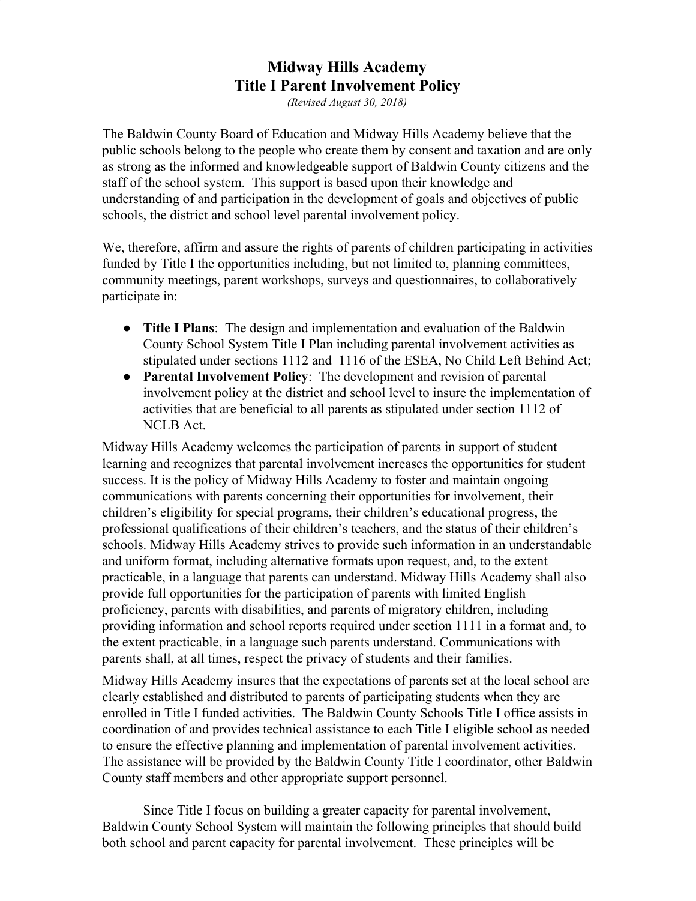# Midway Hills Academy
# Title I Parent Involvement Policy

*(Revised August 30, 2018)*

The Baldwin County Board of Education and Midway Hills Academy believe that the public schools belong to the people who create them by consent and taxation and are only as strong as the informed and knowledgeable support of Baldwin County citizens and the staff of the school system. This support is based upon their knowledge and understanding of and participation in the development of goals and objectives of public schools, the district and school level parental involvement policy.

We, therefore, affirm and assure the rights of parents of children participating in activities funded by Title I the opportunities including, but not limited to, planning committees, community meetings, parent workshops, surveys and questionnaires, to collaboratively participate in:

- **Title I Plans**: The design and implementation and evaluation of the Baldwin County School System Title I Plan including parental involvement activities as stipulated under sections 1112 and 1116 of the ESEA, No Child Left Behind Act;
- **Parental Involvement Policy**: The development and revision of parental involvement policy at the district and school level to insure the implementation of activities that are beneficial to all parents as stipulated under section 1112 of NCLB Act.

Midway Hills Academy welcomes the participation of parents in support of student learning and recognizes that parental involvement increases the opportunities for student success. It is the policy of Midway Hills Academy to foster and maintain ongoing communications with parents concerning their opportunities for involvement, their children's eligibility for special programs, their children's educational progress, the professional qualifications of their children's teachers, and the status of their children's schools. Midway Hills Academy strives to provide such information in an understandable and uniform format, including alternative formats upon request, and, to the extent practicable, in a language that parents can understand. Midway Hills Academy shall also provide full opportunities for the participation of parents with limited English proficiency, parents with disabilities, and parents of migratory children, including providing information and school reports required under section 1111 in a format and, to the extent practicable, in a language such parents understand. Communications with parents shall, at all times, respect the privacy of students and their families.

Midway Hills Academy insures that the expectations of parents set at the local school are clearly established and distributed to parents of participating students when they are enrolled in Title I funded activities. The Baldwin County Schools Title I office assists in coordination of and provides technical assistance to each Title I eligible school as needed to ensure the effective planning and implementation of parental involvement activities. The assistance will be provided by the Baldwin County Title I coordinator, other Baldwin County staff members and other appropriate support personnel.

Since Title I focus on building a greater capacity for parental involvement, Baldwin County School System will maintain the following principles that should build both school and parent capacity for parental involvement. These principles will be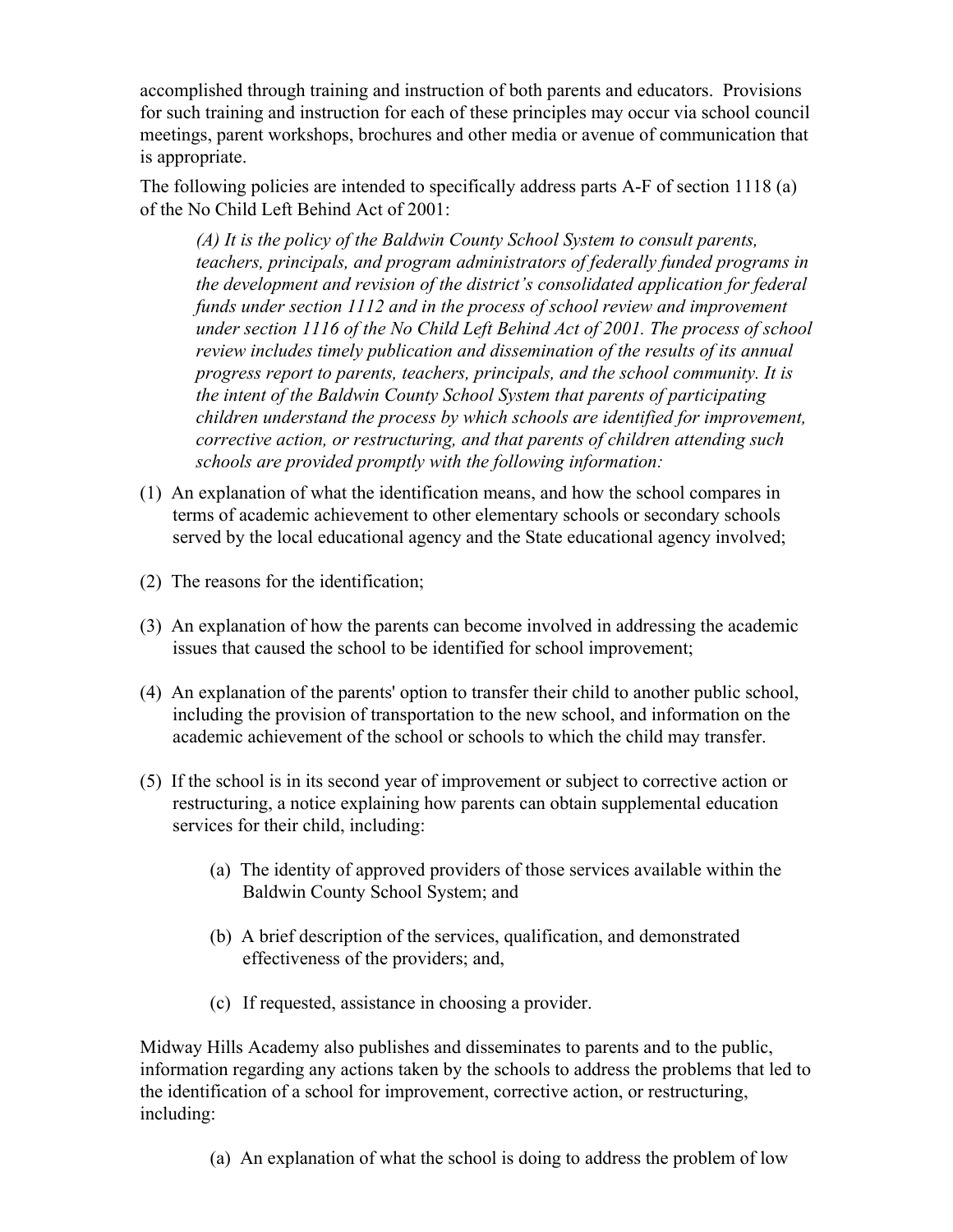accomplished through training and instruction of both parents and educators. Provisions for such training and instruction for each of these principles may occur via school council meetings, parent workshops, brochures and other media or avenue of communication that is appropriate.

The following policies are intended to specifically address parts A-F of section 1118 (a) of the No Child Left Behind Act of 2001:

> *(A) It is the policy of the Baldwin County School System to consult parents, teachers, principals, and program administrators of federally funded programs in the development and revision of the district's consolidated application for federal funds under section 1112 and in the process of school review and improvement under section 1116 of the No Child Left Behind Act of 2001. The process of school review includes timely publication and dissemination of the results of its annual progress report to parents, teachers, principals, and the school community. It is the intent of the Baldwin County School System that parents of participating children understand the process by which schools are identified for improvement, corrective action, or restructuring, and that parents of children attending such schools are provided promptly with the following information:*

(1) An explanation of what the identification means, and how the school compares in terms of academic achievement to other elementary schools or secondary schools served by the local educational agency and the State educational agency involved;

(2) The reasons for the identification;

(3) An explanation of how the parents can become involved in addressing the academic issues that caused the school to be identified for school improvement;

(4) An explanation of the parents' option to transfer their child to another public school, including the provision of transportation to the new school, and information on the academic achievement of the school or schools to which the child may transfer.

(5) If the school is in its second year of improvement or subject to corrective action or restructuring, a notice explaining how parents can obtain supplemental education services for their child, including:

   (a) The identity of approved providers of those services available within the Baldwin County School System; and

   (b) A brief description of the services, qualification, and demonstrated effectiveness of the providers; and,

   (c) If requested, assistance in choosing a provider.

Midway Hills Academy also publishes and disseminates to parents and to the public, information regarding any actions taken by the schools to address the problems that led to the identification of a school for improvement, corrective action, or restructuring, including:

   (a) An explanation of what the school is doing to address the problem of low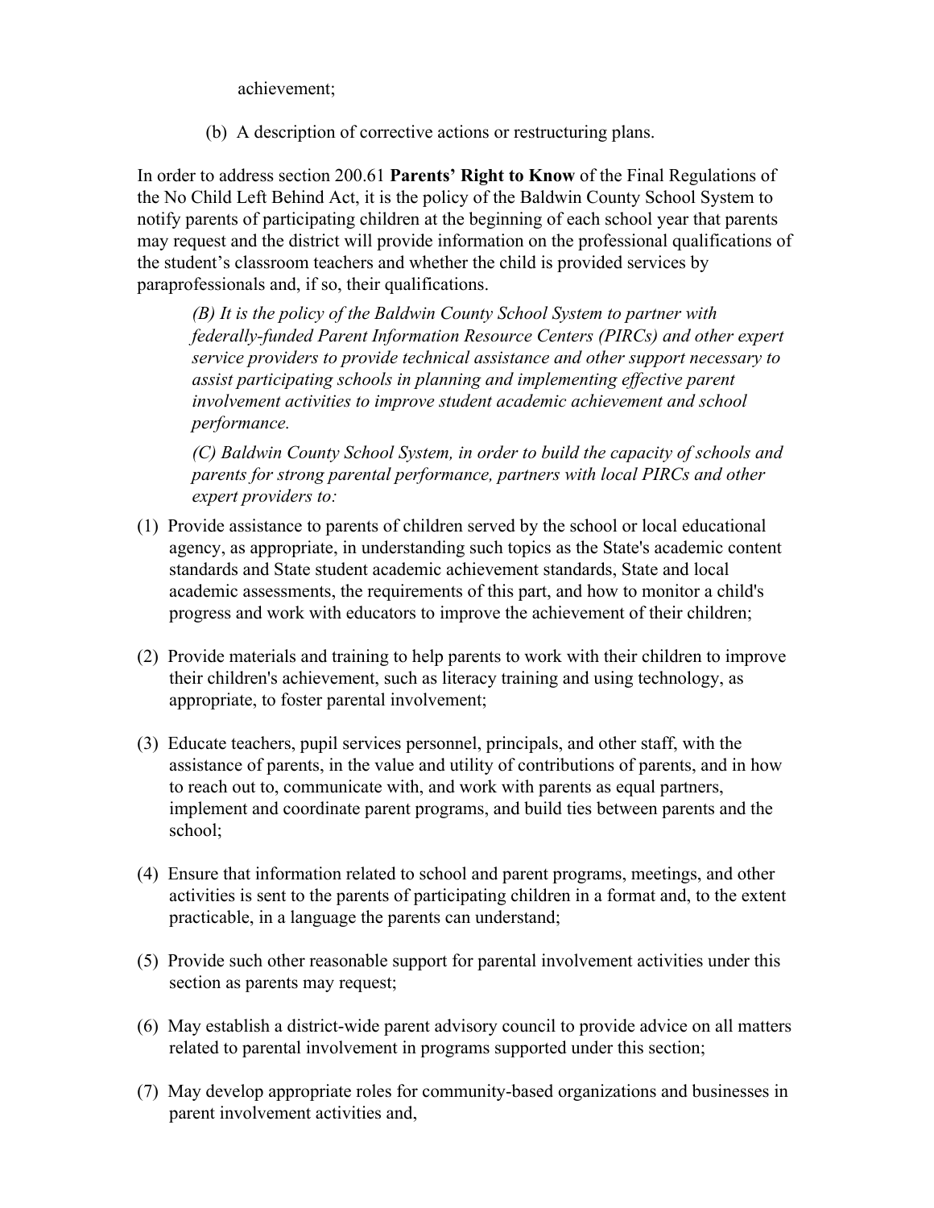achievement;

(b) A description of corrective actions or restructuring plans.

In order to address section 200.61 **Parents' Right to Know** of the Final Regulations of the No Child Left Behind Act, it is the policy of the Baldwin County School System to notify parents of participating children at the beginning of each school year that parents may request and the district will provide information on the professional qualifications of the student's classroom teachers and whether the child is provided services by paraprofessionals and, if so, their qualifications.

*(B) It is the policy of the Baldwin County School System to partner with federally-funded Parent Information Resource Centers (PIRCs) and other expert service providers to provide technical assistance and other support necessary to assist participating schools in planning and implementing effective parent involvement activities to improve student academic achievement and school performance.*

*(C) Baldwin County School System, in order to build the capacity of schools and parents for strong parental performance, partners with local PIRCs and other expert providers to:*

(1) Provide assistance to parents of children served by the school or local educational agency, as appropriate, in understanding such topics as the State's academic content standards and State student academic achievement standards, State and local academic assessments, the requirements of this part, and how to monitor a child's progress and work with educators to improve the achievement of their children;

(2) Provide materials and training to help parents to work with their children to improve their children's achievement, such as literacy training and using technology, as appropriate, to foster parental involvement;

(3) Educate teachers, pupil services personnel, principals, and other staff, with the assistance of parents, in the value and utility of contributions of parents, and in how to reach out to, communicate with, and work with parents as equal partners, implement and coordinate parent programs, and build ties between parents and the school;

(4) Ensure that information related to school and parent programs, meetings, and other activities is sent to the parents of participating children in a format and, to the extent practicable, in a language the parents can understand;

(5) Provide such other reasonable support for parental involvement activities under this section as parents may request;

(6) May establish a district-wide parent advisory council to provide advice on all matters related to parental involvement in programs supported under this section;

(7) May develop appropriate roles for community-based organizations and businesses in parent involvement activities and,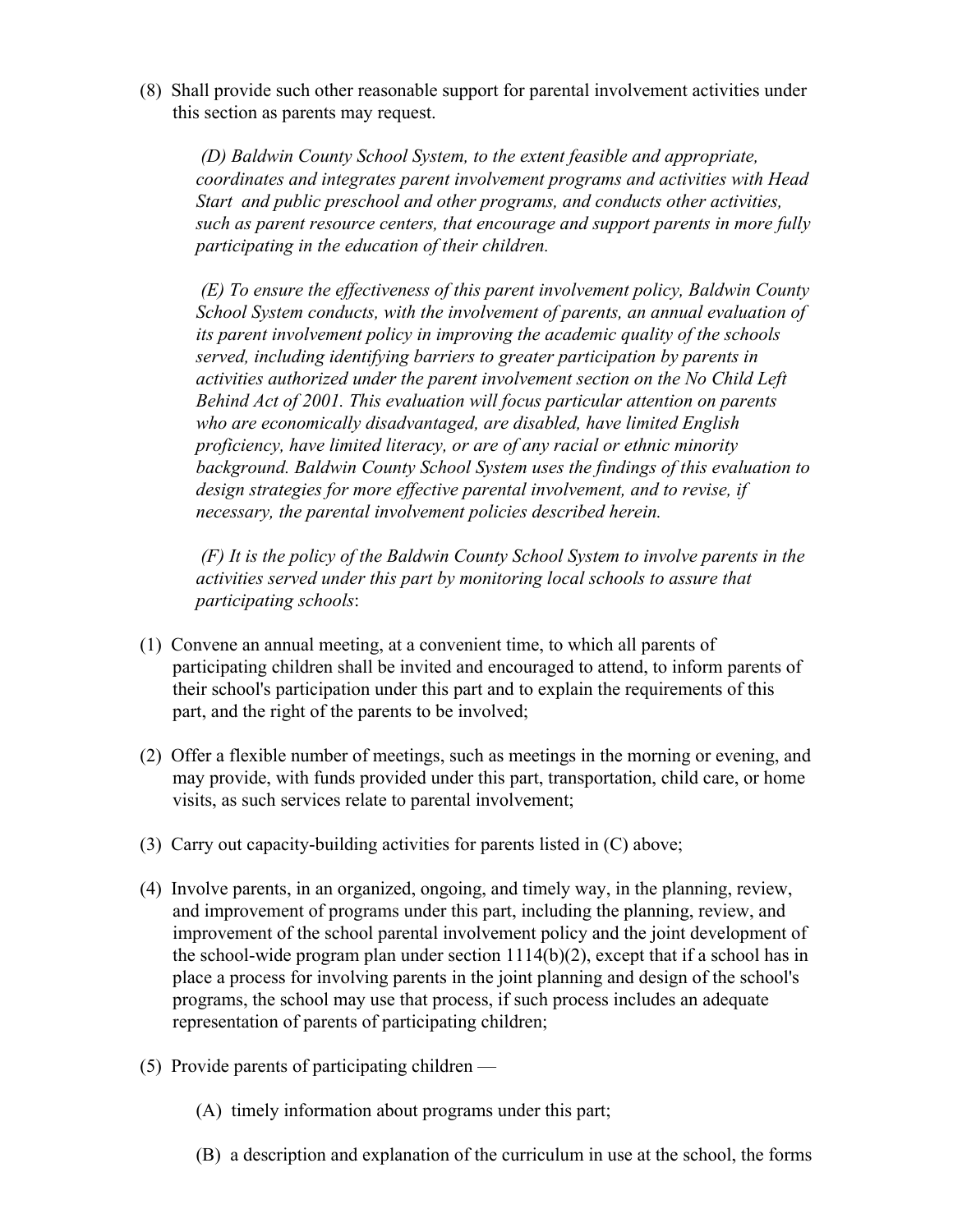(8) Shall provide such other reasonable support for parental involvement activities under this section as parents may request.

*(D) Baldwin County School System, to the extent feasible and appropriate, coordinates and integrates parent involvement programs and activities with Head Start and public preschool and other programs, and conducts other activities, such as parent resource centers, that encourage and support parents in more fully participating in the education of their children.*

*(E) To ensure the effectiveness of this parent involvement policy, Baldwin County School System conducts, with the involvement of parents, an annual evaluation of its parent involvement policy in improving the academic quality of the schools served, including identifying barriers to greater participation by parents in activities authorized under the parent involvement section on the No Child Left Behind Act of 2001. This evaluation will focus particular attention on parents who are economically disadvantaged, are disabled, have limited English proficiency, have limited literacy, or are of any racial or ethnic minority background. Baldwin County School System uses the findings of this evaluation to design strategies for more effective parental involvement, and to revise, if necessary, the parental involvement policies described herein.*

*(F) It is the policy of the Baldwin County School System to involve parents in the activities served under this part by monitoring local schools to assure that participating schools*:

(1) Convene an annual meeting, at a convenient time, to which all parents of participating children shall be invited and encouraged to attend, to inform parents of their school's participation under this part and to explain the requirements of this part, and the right of the parents to be involved;

(2) Offer a flexible number of meetings, such as meetings in the morning or evening, and may provide, with funds provided under this part, transportation, child care, or home visits, as such services relate to parental involvement;

(3) Carry out capacity-building activities for parents listed in (C) above;

(4) Involve parents, in an organized, ongoing, and timely way, in the planning, review, and improvement of programs under this part, including the planning, review, and improvement of the school parental involvement policy and the joint development of the school-wide program plan under section 1114(b)(2), except that if a school has in place a process for involving parents in the joint planning and design of the school's programs, the school may use that process, if such process includes an adequate representation of parents of participating children;

(5) Provide parents of participating children —

   (A) timely information about programs under this part;

   (B) a description and explanation of the curriculum in use at the school, the forms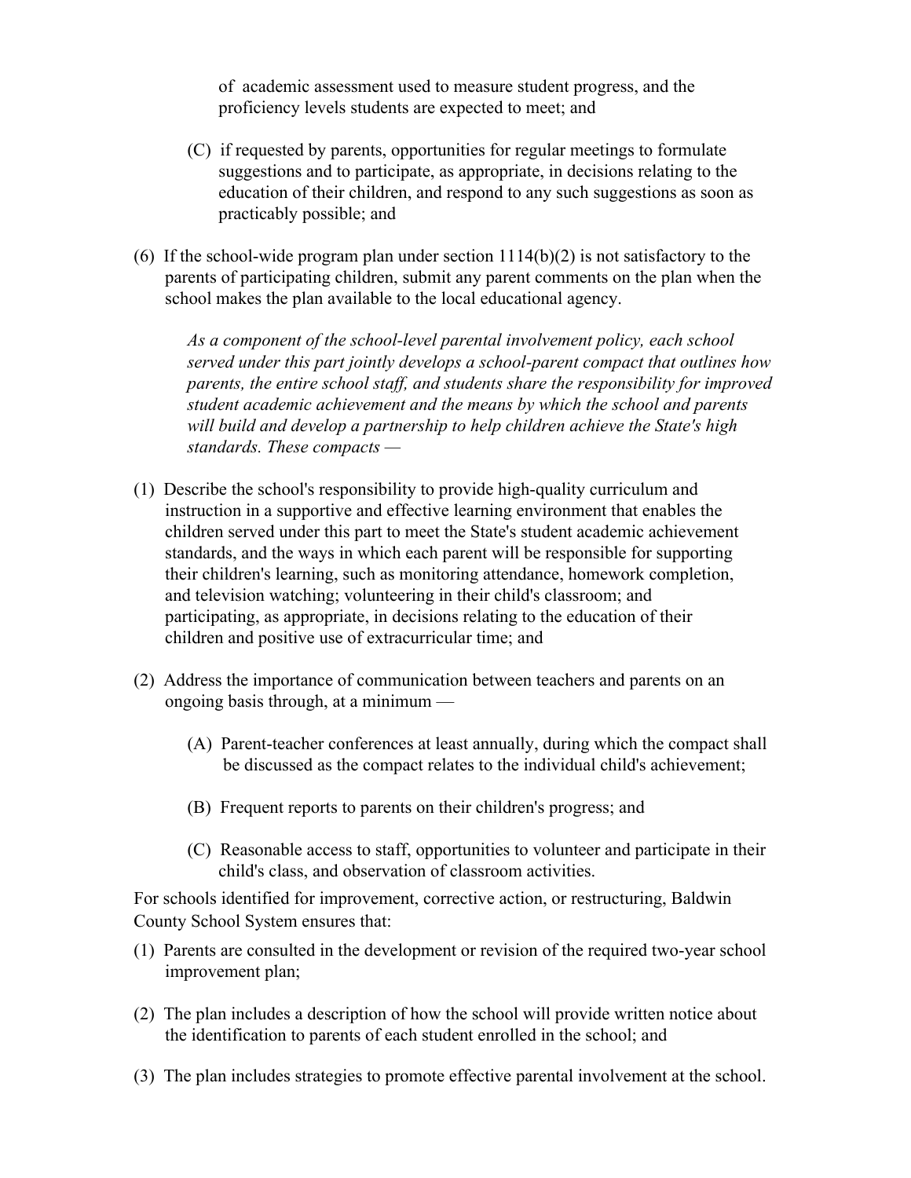of academic assessment used to measure student progress, and the proficiency levels students are expected to meet; and

(C) if requested by parents, opportunities for regular meetings to formulate suggestions and to participate, as appropriate, in decisions relating to the education of their children, and respond to any such suggestions as soon as practicably possible; and

(6) If the school-wide program plan under section 1114(b)(2) is not satisfactory to the parents of participating children, submit any parent comments on the plan when the school makes the plan available to the local educational agency.

*As a component of the school-level parental involvement policy, each school served under this part jointly develops a school-parent compact that outlines how parents, the entire school staff, and students share the responsibility for improved student academic achievement and the means by which the school and parents will build and develop a partnership to help children achieve the State's high standards. These compacts —*

(1) Describe the school's responsibility to provide high-quality curriculum and instruction in a supportive and effective learning environment that enables the children served under this part to meet the State's student academic achievement standards, and the ways in which each parent will be responsible for supporting their children's learning, such as monitoring attendance, homework completion, and television watching; volunteering in their child's classroom; and participating, as appropriate, in decisions relating to the education of their children and positive use of extracurricular time; and

(2) Address the importance of communication between teachers and parents on an ongoing basis through, at a minimum —

(A) Parent-teacher conferences at least annually, during which the compact shall be discussed as the compact relates to the individual child's achievement;

(B) Frequent reports to parents on their children's progress; and

(C) Reasonable access to staff, opportunities to volunteer and participate in their child's class, and observation of classroom activities.

For schools identified for improvement, corrective action, or restructuring, Baldwin County School System ensures that:

(1) Parents are consulted in the development or revision of the required two-year school improvement plan;

(2) The plan includes a description of how the school will provide written notice about the identification to parents of each student enrolled in the school; and

(3) The plan includes strategies to promote effective parental involvement at the school.